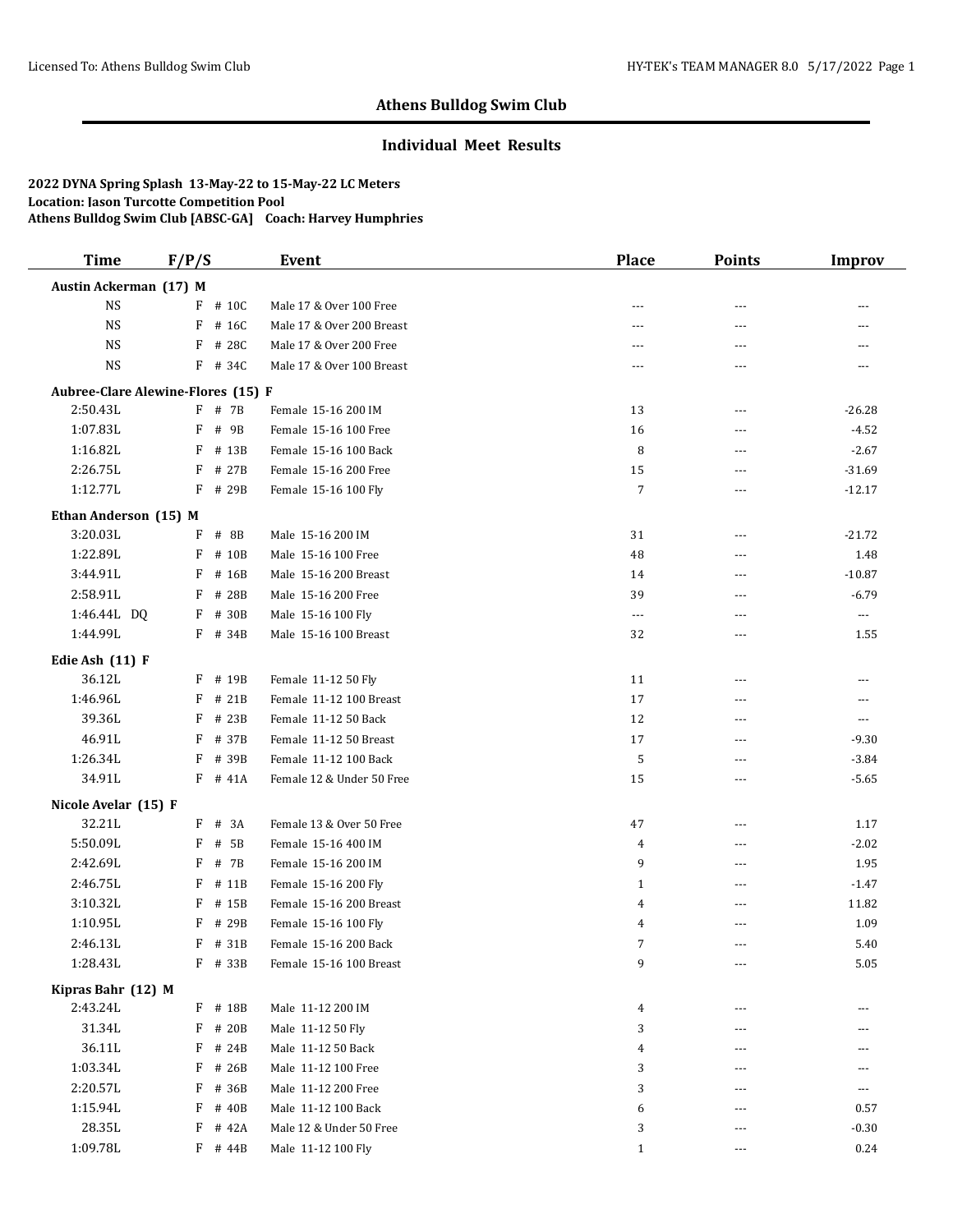## Athens Bulldog Swim Club

### Individual Meet Results

**2022 DYNA Spring Splash 13-May-22 to 15-May-22 LC Meters**
**Location: Jason Turcotte Competition Pool**
**Athens Bulldog Swim Club [ABSC-GA] Coach: Harvey Humphries**

| Time | F/P/S | | Event | Place | Points | Improv |
|---|---|---|---|---|---|---|
| **Austin Ackerman (17) M** | | | | | | |
| NS | F | # 10C | Male 17 & Over 100 Free | --- | --- | --- |
| NS | F | # 16C | Male 17 & Over 200 Breast | --- | --- | --- |
| NS | F | # 28C | Male 17 & Over 200 Free | --- | --- | --- |
| NS | F | # 34C | Male 17 & Over 100 Breast | --- | --- | --- |
| **Aubree-Clare Alewine-Flores (15) F** | | | | | | |
| 2:50.43L | F | # 7B | Female 15-16 200 IM | 13 | --- | -26.28 |
| 1:07.83L | F | # 9B | Female 15-16 100 Free | 16 | --- | -4.52 |
| 1:16.82L | F | # 13B | Female 15-16 100 Back | 8 | --- | -2.67 |
| 2:26.75L | F | # 27B | Female 15-16 200 Free | 15 | --- | -31.69 |
| 1:12.77L | F | # 29B | Female 15-16 100 Fly | 7 | --- | -12.17 |
| **Ethan Anderson (15) M** | | | | | | |
| 3:20.03L | F | # 8B | Male 15-16 200 IM | 31 | --- | -21.72 |
| 1:22.89L | F | # 10B | Male 15-16 100 Free | 48 | --- | 1.48 |
| 3:44.91L | F | # 16B | Male 15-16 200 Breast | 14 | --- | -10.87 |
| 2:58.91L | F | # 28B | Male 15-16 200 Free | 39 | --- | -6.79 |
| 1:46.44L DQ | F | # 30B | Male 15-16 100 Fly | --- | --- | --- |
| 1:44.99L | F | # 34B | Male 15-16 100 Breast | 32 | --- | 1.55 |
| **Edie Ash (11) F** | | | | | | |
| 36.12L | F | # 19B | Female 11-12 50 Fly | 11 | --- | --- |
| 1:46.96L | F | # 21B | Female 11-12 100 Breast | 17 | --- | --- |
| 39.36L | F | # 23B | Female 11-12 50 Back | 12 | --- | --- |
| 46.91L | F | # 37B | Female 11-12 50 Breast | 17 | --- | -9.30 |
| 1:26.34L | F | # 39B | Female 11-12 100 Back | 5 | --- | -3.84 |
| 34.91L | F | # 41A | Female 12 & Under 50 Free | 15 | --- | -5.65 |
| **Nicole Avelar (15) F** | | | | | | |
| 32.21L | F | # 3A | Female 13 & Over 50 Free | 47 | --- | 1.17 |
| 5:50.09L | F | # 5B | Female 15-16 400 IM | 4 | --- | -2.02 |
| 2:42.69L | F | # 7B | Female 15-16 200 IM | 9 | --- | 1.95 |
| 2:46.75L | F | # 11B | Female 15-16 200 Fly | 1 | --- | -1.47 |
| 3:10.32L | F | # 15B | Female 15-16 200 Breast | 4 | --- | 11.82 |
| 1:10.95L | F | # 29B | Female 15-16 100 Fly | 4 | --- | 1.09 |
| 2:46.13L | F | # 31B | Female 15-16 200 Back | 7 | --- | 5.40 |
| 1:28.43L | F | # 33B | Female 15-16 100 Breast | 9 | --- | 5.05 |
| **Kipras Bahr (12) M** | | | | | | |
| 2:43.24L | F | # 18B | Male 11-12 200 IM | 4 | --- | --- |
| 31.34L | F | # 20B | Male 11-12 50 Fly | 3 | --- | --- |
| 36.11L | F | # 24B | Male 11-12 50 Back | 4 | --- | --- |
| 1:03.34L | F | # 26B | Male 11-12 100 Free | 3 | --- | --- |
| 2:20.57L | F | # 36B | Male 11-12 200 Free | 3 | --- | --- |
| 1:15.94L | F | # 40B | Male 11-12 100 Back | 6 | --- | 0.57 |
| 28.35L | F | # 42A | Male 12 & Under 50 Free | 3 | --- | -0.30 |
| 1:09.78L | F | # 44B | Male 11-12 100 Fly | 1 | --- | 0.24 |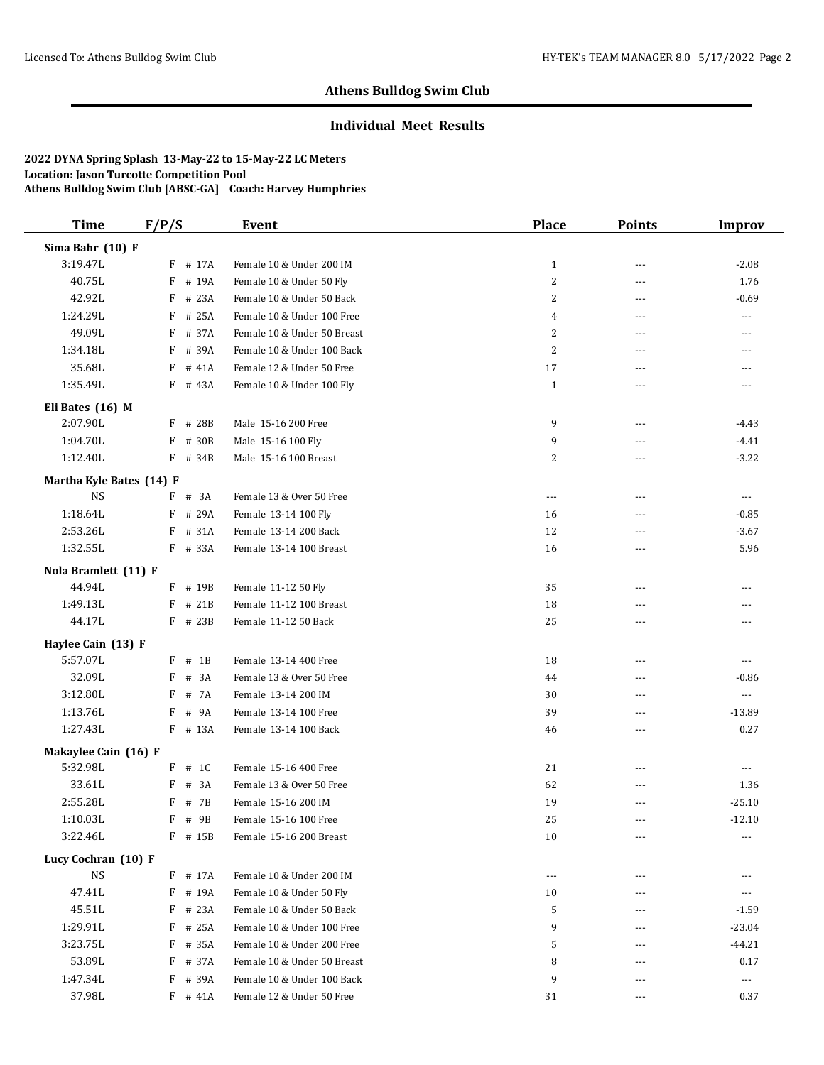## Athens Bulldog Swim Club

### Individual Meet Results

**2022 DYNA Spring Splash 13-May-22 to 15-May-22 LC Meters**
**Location: Jason Turcotte Competition Pool**
**Athens Bulldog Swim Club [ABSC-GA] Coach: Harvey Humphries**

| Time | F/P/S | | Event | Place | Points | Improv |
|---|---|---|---|---|---|---|
| **Sima Bahr (10) F** | | | | | | |
| 3:19.47L | F | # 17A | Female 10 & Under 200 IM | 1 | --- | -2.08 |
| 40.75L | F | # 19A | Female 10 & Under 50 Fly | 2 | --- | 1.76 |
| 42.92L | F | # 23A | Female 10 & Under 50 Back | 2 | --- | -0.69 |
| 1:24.29L | F | # 25A | Female 10 & Under 100 Free | 4 | --- | --- |
| 49.09L | F | # 37A | Female 10 & Under 50 Breast | 2 | --- | --- |
| 1:34.18L | F | # 39A | Female 10 & Under 100 Back | 2 | --- | --- |
| 35.68L | F | # 41A | Female 12 & Under 50 Free | 17 | --- | --- |
| 1:35.49L | F | # 43A | Female 10 & Under 100 Fly | 1 | --- | --- |
| **Eli Bates (16) M** | | | | | | |
| 2:07.90L | F | # 28B | Male 15-16 200 Free | 9 | --- | -4.43 |
| 1:04.70L | F | # 30B | Male 15-16 100 Fly | 9 | --- | -4.41 |
| 1:12.40L | F | # 34B | Male 15-16 100 Breast | 2 | --- | -3.22 |
| **Martha Kyle Bates (14) F** | | | | | | |
| NS | F | # 3A | Female 13 & Over 50 Free | --- | --- | --- |
| 1:18.64L | F | # 29A | Female 13-14 100 Fly | 16 | --- | -0.85 |
| 2:53.26L | F | # 31A | Female 13-14 200 Back | 12 | --- | -3.67 |
| 1:32.55L | F | # 33A | Female 13-14 100 Breast | 16 | --- | 5.96 |
| **Nola Bramlett (11) F** | | | | | | |
| 44.94L | F | # 19B | Female 11-12 50 Fly | 35 | --- | --- |
| 1:49.13L | F | # 21B | Female 11-12 100 Breast | 18 | --- | --- |
| 44.17L | F | # 23B | Female 11-12 50 Back | 25 | --- | --- |
| **Haylee Cain (13) F** | | | | | | |
| 5:57.07L | F | # 1B | Female 13-14 400 Free | 18 | --- | --- |
| 32.09L | F | # 3A | Female 13 & Over 50 Free | 44 | --- | -0.86 |
| 3:12.80L | F | # 7A | Female 13-14 200 IM | 30 | --- | --- |
| 1:13.76L | F | # 9A | Female 13-14 100 Free | 39 | --- | -13.89 |
| 1:27.43L | F | # 13A | Female 13-14 100 Back | 46 | --- | 0.27 |
| **Makaylee Cain (16) F** | | | | | | |
| 5:32.98L | F | # 1C | Female 15-16 400 Free | 21 | --- | --- |
| 33.61L | F | # 3A | Female 13 & Over 50 Free | 62 | --- | 1.36 |
| 2:55.28L | F | # 7B | Female 15-16 200 IM | 19 | --- | -25.10 |
| 1:10.03L | F | # 9B | Female 15-16 100 Free | 25 | --- | -12.10 |
| 3:22.46L | F | # 15B | Female 15-16 200 Breast | 10 | --- | --- |
| **Lucy Cochran (10) F** | | | | | | |
| NS | F | # 17A | Female 10 & Under 200 IM | --- | --- | --- |
| 47.41L | F | # 19A | Female 10 & Under 50 Fly | 10 | --- | --- |
| 45.51L | F | # 23A | Female 10 & Under 50 Back | 5 | --- | -1.59 |
| 1:29.91L | F | # 25A | Female 10 & Under 100 Free | 9 | --- | -23.04 |
| 3:23.75L | F | # 35A | Female 10 & Under 200 Free | 5 | --- | -44.21 |
| 53.89L | F | # 37A | Female 10 & Under 50 Breast | 8 | --- | 0.17 |
| 1:47.34L | F | # 39A | Female 10 & Under 100 Back | 9 | --- | --- |
| 37.98L | F | # 41A | Female 12 & Under 50 Free | 31 | --- | 0.37 |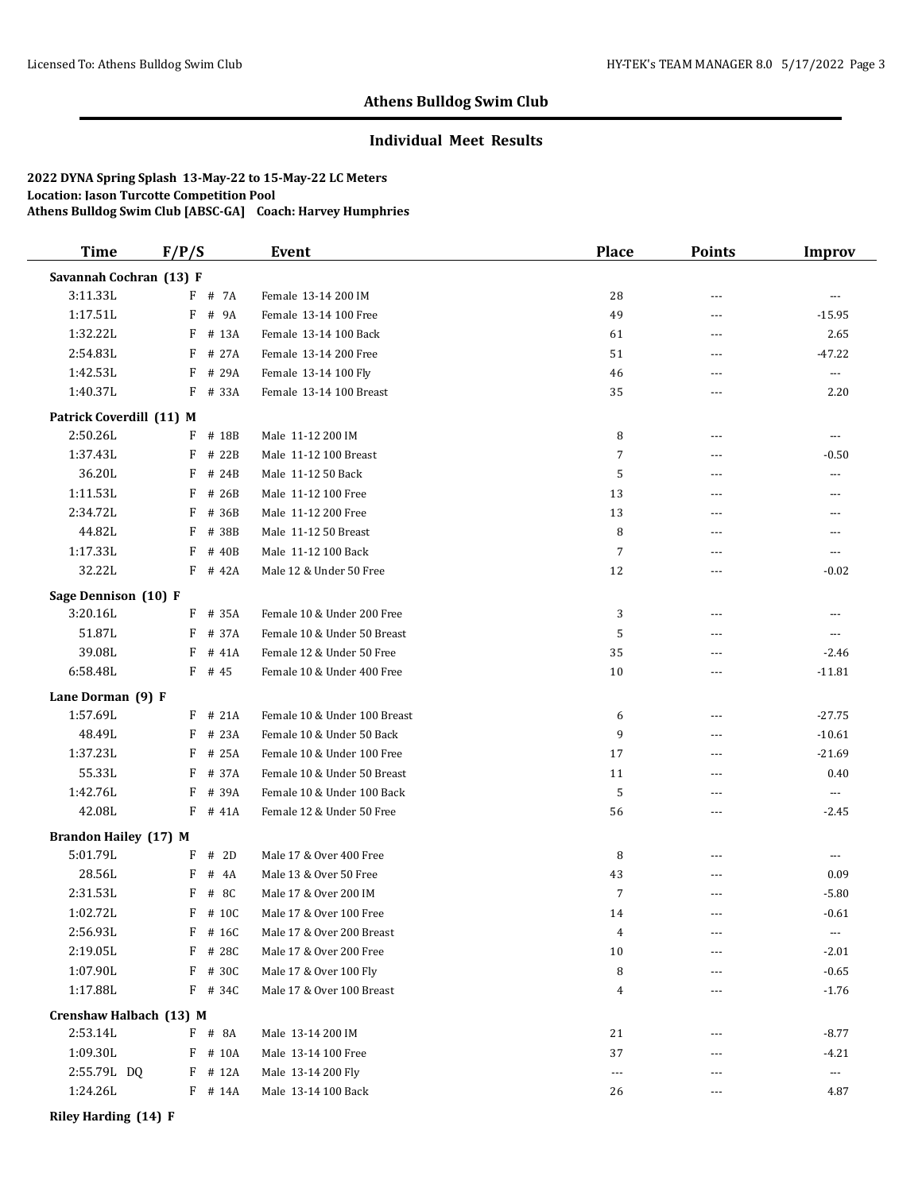## Athens Bulldog Swim Club

### Individual Meet Results

**2022 DYNA Spring Splash 13-May-22 to 15-May-22 LC Meters**
**Location: Jason Turcotte Competition Pool**
**Athens Bulldog Swim Club [ABSC-GA] Coach: Harvey Humphries**

| Time | F/P/S | Event | Place | Points | Improv |
|---|---|---|---|---|---|
| **Savannah Cochran (13) F** | | | | | |
| 3:11.33L | F # 7A | Female 13-14 200 IM | 28 | --- | --- |
| 1:17.51L | F # 9A | Female 13-14 100 Free | 49 | --- | -15.95 |
| 1:32.22L | F # 13A | Female 13-14 100 Back | 61 | --- | 2.65 |
| 2:54.83L | F # 27A | Female 13-14 200 Free | 51 | --- | -47.22 |
| 1:42.53L | F # 29A | Female 13-14 100 Fly | 46 | --- | --- |
| 1:40.37L | F # 33A | Female 13-14 100 Breast | 35 | --- | 2.20 |
| **Patrick Coverdill (11) M** | | | | | |
| 2:50.26L | F # 18B | Male 11-12 200 IM | 8 | --- | --- |
| 1:37.43L | F # 22B | Male 11-12 100 Breast | 7 | --- | -0.50 |
| 36.20L | F # 24B | Male 11-12 50 Back | 5 | --- | --- |
| 1:11.53L | F # 26B | Male 11-12 100 Free | 13 | --- | --- |
| 2:34.72L | F # 36B | Male 11-12 200 Free | 13 | --- | --- |
| 44.82L | F # 38B | Male 11-12 50 Breast | 8 | --- | --- |
| 1:17.33L | F # 40B | Male 11-12 100 Back | 7 | --- | --- |
| 32.22L | F # 42A | Male 12 & Under 50 Free | 12 | --- | -0.02 |
| **Sage Dennison (10) F** | | | | | |
| 3:20.16L | F # 35A | Female 10 & Under 200 Free | 3 | --- | --- |
| 51.87L | F # 37A | Female 10 & Under 50 Breast | 5 | --- | --- |
| 39.08L | F # 41A | Female 12 & Under 50 Free | 35 | --- | -2.46 |
| 6:58.48L | F # 45 | Female 10 & Under 400 Free | 10 | --- | -11.81 |
| **Lane Dorman (9) F** | | | | | |
| 1:57.69L | F # 21A | Female 10 & Under 100 Breast | 6 | --- | -27.75 |
| 48.49L | F # 23A | Female 10 & Under 50 Back | 9 | --- | -10.61 |
| 1:37.23L | F # 25A | Female 10 & Under 100 Free | 17 | --- | -21.69 |
| 55.33L | F # 37A | Female 10 & Under 50 Breast | 11 | --- | 0.40 |
| 1:42.76L | F # 39A | Female 10 & Under 100 Back | 5 | --- | --- |
| 42.08L | F # 41A | Female 12 & Under 50 Free | 56 | --- | -2.45 |
| **Brandon Hailey (17) M** | | | | | |
| 5:01.79L | F # 2D | Male 17 & Over 400 Free | 8 | --- | --- |
| 28.56L | F # 4A | Male 13 & Over 50 Free | 43 | --- | 0.09 |
| 2:31.53L | F # 8C | Male 17 & Over 200 IM | 7 | --- | -5.80 |
| 1:02.72L | F # 10C | Male 17 & Over 100 Free | 14 | --- | -0.61 |
| 2:56.93L | F # 16C | Male 17 & Over 200 Breast | 4 | --- | --- |
| 2:19.05L | F # 28C | Male 17 & Over 200 Free | 10 | --- | -2.01 |
| 1:07.90L | F # 30C | Male 17 & Over 100 Fly | 8 | --- | -0.65 |
| 1:17.88L | F # 34C | Male 17 & Over 100 Breast | 4 | --- | -1.76 |
| **Crenshaw Halbach (13) M** | | | | | |
| 2:53.14L | F # 8A | Male 13-14 200 IM | 21 | --- | -8.77 |
| 1:09.30L | F # 10A | Male 13-14 100 Free | 37 | --- | -4.21 |
| 2:55.79L DQ | F # 12A | Male 13-14 200 Fly | --- | --- | --- |
| 1:24.26L | F # 14A | Male 13-14 100 Back | 26 | --- | 4.87 |
| **Riley Harding (14) F** | | | | | |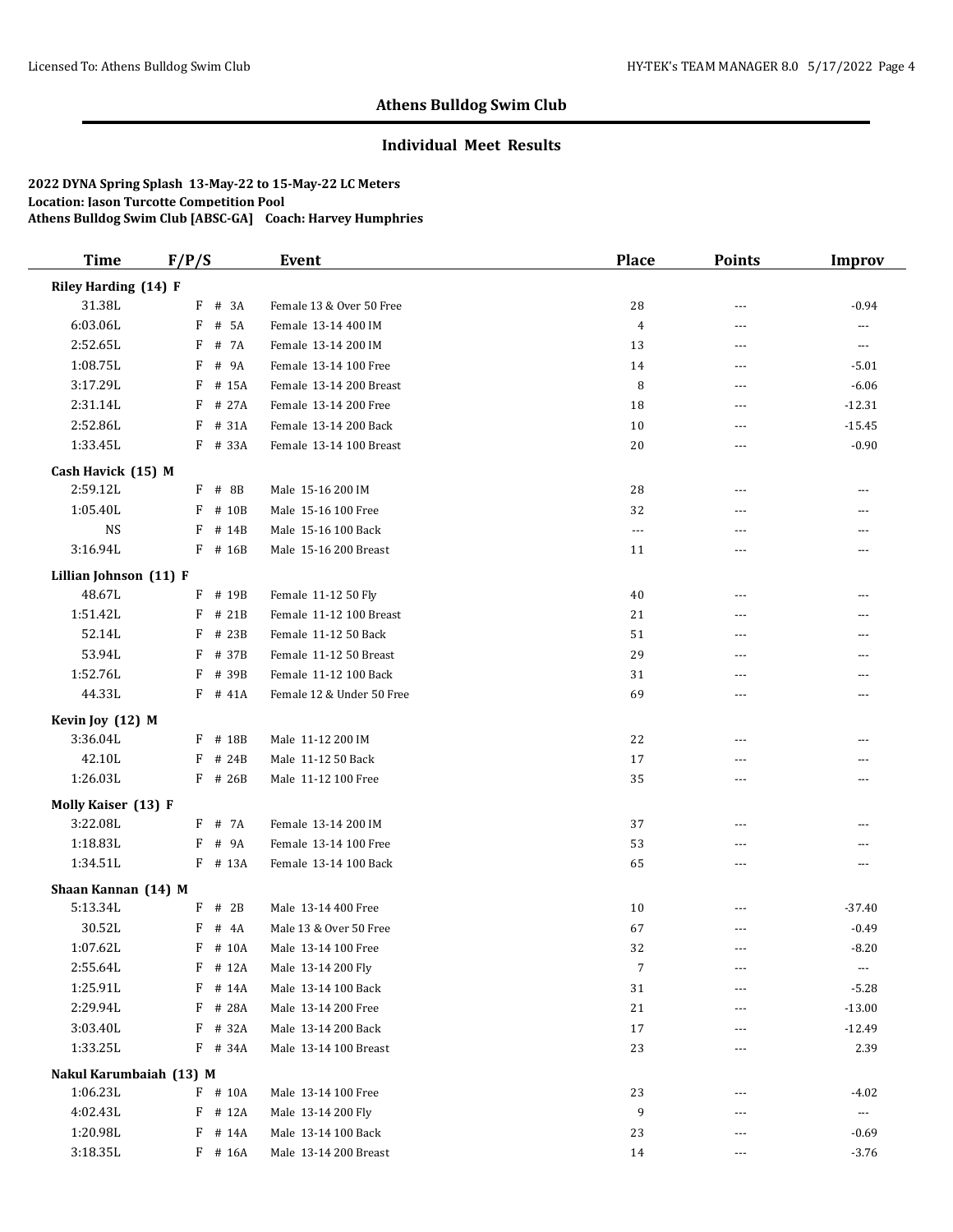## Athens Bulldog Swim Club

### Individual Meet Results

**2022 DYNA Spring Splash 13-May-22 to 15-May-22 LC Meters**
**Location: Jason Turcotte Competition Pool**
**Athens Bulldog Swim Club [ABSC-GA] Coach: Harvey Humphries**

| Time | F/P/S | Event | Place | Points | Improv |
|---|---|---|---|---|---|
| **Riley Harding (14) F** | | | | | |
| 31.38L | F # 3A | Female 13 & Over 50 Free | 28 | --- | -0.94 |
| 6:03.06L | F # 5A | Female 13-14 400 IM | 4 | --- | --- |
| 2:52.65L | F # 7A | Female 13-14 200 IM | 13 | --- | --- |
| 1:08.75L | F # 9A | Female 13-14 100 Free | 14 | --- | -5.01 |
| 3:17.29L | F # 15A | Female 13-14 200 Breast | 8 | --- | -6.06 |
| 2:31.14L | F # 27A | Female 13-14 200 Free | 18 | --- | -12.31 |
| 2:52.86L | F # 31A | Female 13-14 200 Back | 10 | --- | -15.45 |
| 1:33.45L | F # 33A | Female 13-14 100 Breast | 20 | --- | -0.90 |
| **Cash Havick (15) M** | | | | | |
| 2:59.12L | F # 8B | Male 15-16 200 IM | 28 | --- | --- |
| 1:05.40L | F # 10B | Male 15-16 100 Free | 32 | --- | --- |
| NS | F # 14B | Male 15-16 100 Back | --- | --- | --- |
| 3:16.94L | F # 16B | Male 15-16 200 Breast | 11 | --- | --- |
| **Lillian Johnson (11) F** | | | | | |
| 48.67L | F # 19B | Female 11-12 50 Fly | 40 | --- | --- |
| 1:51.42L | F # 21B | Female 11-12 100 Breast | 21 | --- | --- |
| 52.14L | F # 23B | Female 11-12 50 Back | 51 | --- | --- |
| 53.94L | F # 37B | Female 11-12 50 Breast | 29 | --- | --- |
| 1:52.76L | F # 39B | Female 11-12 100 Back | 31 | --- | --- |
| 44.33L | F # 41A | Female 12 & Under 50 Free | 69 | --- | --- |
| **Kevin Joy (12) M** | | | | | |
| 3:36.04L | F # 18B | Male 11-12 200 IM | 22 | --- | --- |
| 42.10L | F # 24B | Male 11-12 50 Back | 17 | --- | --- |
| 1:26.03L | F # 26B | Male 11-12 100 Free | 35 | --- | --- |
| **Molly Kaiser (13) F** | | | | | |
| 3:22.08L | F # 7A | Female 13-14 200 IM | 37 | --- | --- |
| 1:18.83L | F # 9A | Female 13-14 100 Free | 53 | --- | --- |
| 1:34.51L | F # 13A | Female 13-14 100 Back | 65 | --- | --- |
| **Shaan Kannan (14) M** | | | | | |
| 5:13.34L | F # 2B | Male 13-14 400 Free | 10 | --- | -37.40 |
| 30.52L | F # 4A | Male 13 & Over 50 Free | 67 | --- | -0.49 |
| 1:07.62L | F # 10A | Male 13-14 100 Free | 32 | --- | -8.20 |
| 2:55.64L | F # 12A | Male 13-14 200 Fly | 7 | --- | --- |
| 1:25.91L | F # 14A | Male 13-14 100 Back | 31 | --- | -5.28 |
| 2:29.94L | F # 28A | Male 13-14 200 Free | 21 | --- | -13.00 |
| 3:03.40L | F # 32A | Male 13-14 200 Back | 17 | --- | -12.49 |
| 1:33.25L | F # 34A | Male 13-14 100 Breast | 23 | --- | 2.39 |
| **Nakul Karumbaiah (13) M** | | | | | |
| 1:06.23L | F # 10A | Male 13-14 100 Free | 23 | --- | -4.02 |
| 4:02.43L | F # 12A | Male 13-14 200 Fly | 9 | --- | --- |
| 1:20.98L | F # 14A | Male 13-14 100 Back | 23 | --- | -0.69 |
| 3:18.35L | F # 16A | Male 13-14 200 Breast | 14 | --- | -3.76 |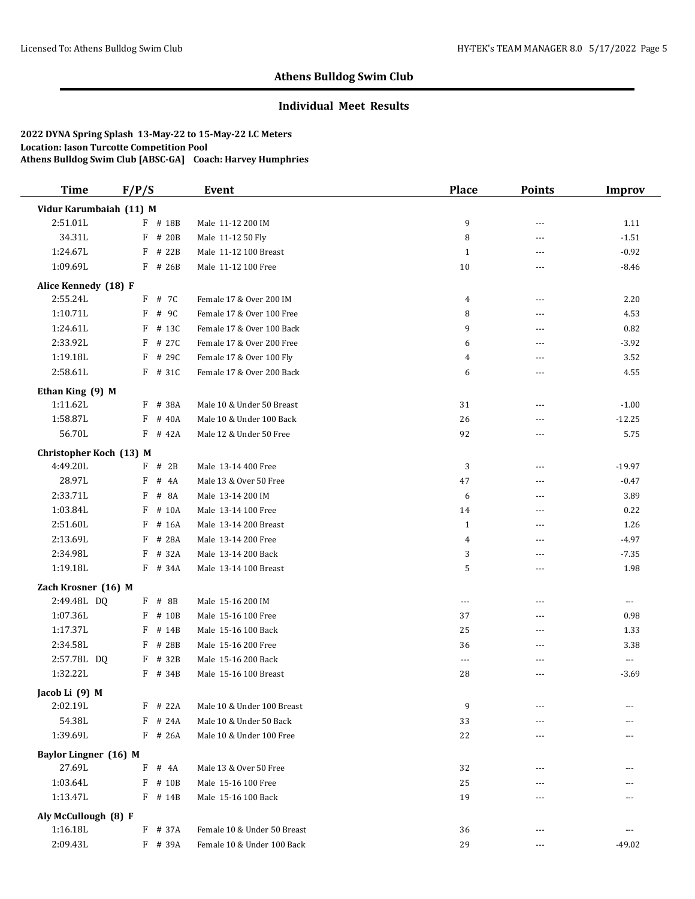# Athens Bulldog Swim Club

## Individual Meet Results

**2022 DYNA Spring Splash 13-May-22 to 15-May-22 LC Meters**
**Location: Jason Turcotte Competition Pool**
**Athens Bulldog Swim Club [ABSC-GA] Coach: Harvey Humphries**

| Time | F/P/S | Event | Place | Points | Improv |
|---|---|---|---|---|---|
| **Vidur Karumbaiah (11) M** | | | | | |
| 2:51.01L | F # 18B | Male 11-12 200 IM | 9 | --- | 1.11 |
| 34.31L | F # 20B | Male 11-12 50 Fly | 8 | --- | -1.51 |
| 1:24.67L | F # 22B | Male 11-12 100 Breast | 1 | --- | -0.92 |
| 1:09.69L | F # 26B | Male 11-12 100 Free | 10 | --- | -8.46 |
| **Alice Kennedy (18) F** | | | | | |
| 2:55.24L | F # 7C | Female 17 & Over 200 IM | 4 | --- | 2.20 |
| 1:10.71L | F # 9C | Female 17 & Over 100 Free | 8 | --- | 4.53 |
| 1:24.61L | F # 13C | Female 17 & Over 100 Back | 9 | --- | 0.82 |
| 2:33.92L | F # 27C | Female 17 & Over 200 Free | 6 | --- | -3.92 |
| 1:19.18L | F # 29C | Female 17 & Over 100 Fly | 4 | --- | 3.52 |
| 2:58.61L | F # 31C | Female 17 & Over 200 Back | 6 | --- | 4.55 |
| **Ethan King (9) M** | | | | | |
| 1:11.62L | F # 38A | Male 10 & Under 50 Breast | 31 | --- | -1.00 |
| 1:58.87L | F # 40A | Male 10 & Under 100 Back | 26 | --- | -12.25 |
| 56.70L | F # 42A | Male 12 & Under 50 Free | 92 | --- | 5.75 |
| **Christopher Koch (13) M** | | | | | |
| 4:49.20L | F # 2B | Male 13-14 400 Free | 3 | --- | -19.97 |
| 28.97L | F # 4A | Male 13 & Over 50 Free | 47 | --- | -0.47 |
| 2:33.71L | F # 8A | Male 13-14 200 IM | 6 | --- | 3.89 |
| 1:03.84L | F # 10A | Male 13-14 100 Free | 14 | --- | 0.22 |
| 2:51.60L | F # 16A | Male 13-14 200 Breast | 1 | --- | 1.26 |
| 2:13.69L | F # 28A | Male 13-14 200 Free | 4 | --- | -4.97 |
| 2:34.98L | F # 32A | Male 13-14 200 Back | 3 | --- | -7.35 |
| 1:19.18L | F # 34A | Male 13-14 100 Breast | 5 | --- | 1.98 |
| **Zach Krosner (16) M** | | | | | |
| 2:49.48L DQ | F # 8B | Male 15-16 200 IM | --- | --- | --- |
| 1:07.36L | F # 10B | Male 15-16 100 Free | 37 | --- | 0.98 |
| 1:17.37L | F # 14B | Male 15-16 100 Back | 25 | --- | 1.33 |
| 2:34.58L | F # 28B | Male 15-16 200 Free | 36 | --- | 3.38 |
| 2:57.78L DQ | F # 32B | Male 15-16 200 Back | --- | --- | --- |
| 1:32.22L | F # 34B | Male 15-16 100 Breast | 28 | --- | -3.69 |
| **Jacob Li (9) M** | | | | | |
| 2:02.19L | F # 22A | Male 10 & Under 100 Breast | 9 | --- | --- |
| 54.38L | F # 24A | Male 10 & Under 50 Back | 33 | --- | --- |
| 1:39.69L | F # 26A | Male 10 & Under 100 Free | 22 | --- | --- |
| **Baylor Lingner (16) M** | | | | | |
| 27.69L | F # 4A | Male 13 & Over 50 Free | 32 | --- | --- |
| 1:03.64L | F # 10B | Male 15-16 100 Free | 25 | --- | --- |
| 1:13.47L | F # 14B | Male 15-16 100 Back | 19 | --- | --- |
| **Aly McCullough (8) F** | | | | | |
| 1:16.18L | F # 37A | Female 10 & Under 50 Breast | 36 | --- | --- |
| 2:09.43L | F # 39A | Female 10 & Under 100 Back | 29 | --- | -49.02 |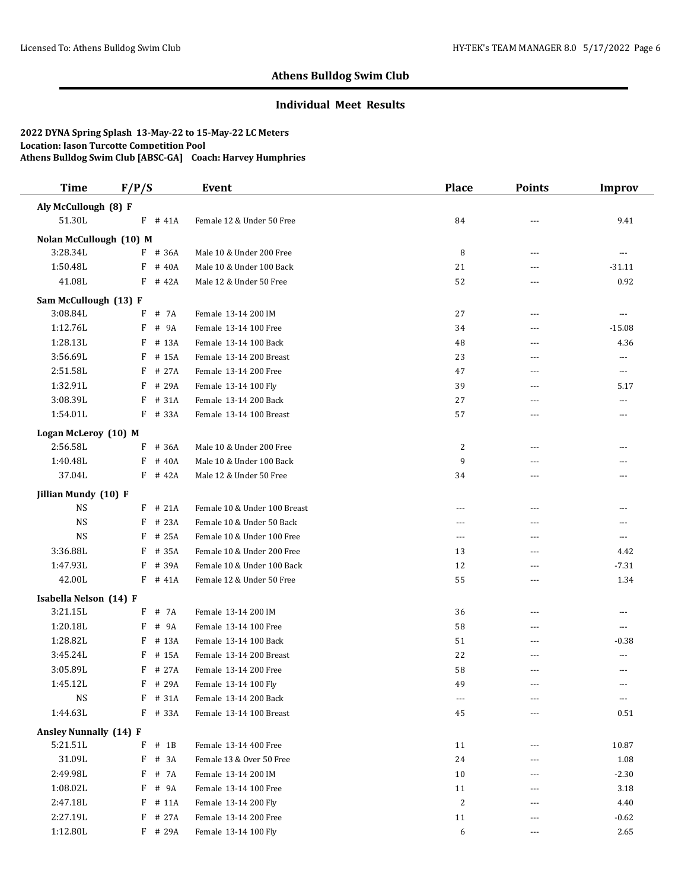## Athens Bulldog Swim Club

### Individual Meet Results

**2022 DYNA Spring Splash 13-May-22 to 15-May-22 LC Meters**
**Location: Jason Turcotte Competition Pool**
**Athens Bulldog Swim Club [ABSC-GA] Coach: Harvey Humphries**

| Time | F/P/S | | Event | Place | Points | Improv |
|---|---|---|---|---|---|---|
| **Aly McCullough (8) F** | | | | | | |
| 51.30L | F | # 41A | Female 12 & Under 50 Free | 84 | --- | 9.41 |
| **Nolan McCullough (10) M** | | | | | | |
| 3:28.34L | F | # 36A | Male 10 & Under 200 Free | 8 | --- | --- |
| 1:50.48L | F | # 40A | Male 10 & Under 100 Back | 21 | --- | -31.11 |
| 41.08L | F | # 42A | Male 12 & Under 50 Free | 52 | --- | 0.92 |
| **Sam McCullough (13) F** | | | | | | |
| 3:08.84L | F | # 7A | Female 13-14 200 IM | 27 | --- | --- |
| 1:12.76L | F | # 9A | Female 13-14 100 Free | 34 | --- | -15.08 |
| 1:28.13L | F | # 13A | Female 13-14 100 Back | 48 | --- | 4.36 |
| 3:56.69L | F | # 15A | Female 13-14 200 Breast | 23 | --- | --- |
| 2:51.58L | F | # 27A | Female 13-14 200 Free | 47 | --- | --- |
| 1:32.91L | F | # 29A | Female 13-14 100 Fly | 39 | --- | 5.17 |
| 3:08.39L | F | # 31A | Female 13-14 200 Back | 27 | --- | --- |
| 1:54.01L | F | # 33A | Female 13-14 100 Breast | 57 | --- | --- |
| **Logan McLeroy (10) M** | | | | | | |
| 2:56.58L | F | # 36A | Male 10 & Under 200 Free | 2 | --- | --- |
| 1:40.48L | F | # 40A | Male 10 & Under 100 Back | 9 | --- | --- |
| 37.04L | F | # 42A | Male 12 & Under 50 Free | 34 | --- | --- |
| **Jillian Mundy (10) F** | | | | | | |
| NS | F | # 21A | Female 10 & Under 100 Breast | --- | --- | --- |
| NS | F | # 23A | Female 10 & Under 50 Back | --- | --- | --- |
| NS | F | # 25A | Female 10 & Under 100 Free | --- | --- | --- |
| 3:36.88L | F | # 35A | Female 10 & Under 200 Free | 13 | --- | 4.42 |
| 1:47.93L | F | # 39A | Female 10 & Under 100 Back | 12 | --- | -7.31 |
| 42.00L | F | # 41A | Female 12 & Under 50 Free | 55 | --- | 1.34 |
| **Isabella Nelson (14) F** | | | | | | |
| 3:21.15L | F | # 7A | Female 13-14 200 IM | 36 | --- | --- |
| 1:20.18L | F | # 9A | Female 13-14 100 Free | 58 | --- | --- |
| 1:28.82L | F | # 13A | Female 13-14 100 Back | 51 | --- | -0.38 |
| 3:45.24L | F | # 15A | Female 13-14 200 Breast | 22 | --- | --- |
| 3:05.89L | F | # 27A | Female 13-14 200 Free | 58 | --- | --- |
| 1:45.12L | F | # 29A | Female 13-14 100 Fly | 49 | --- | --- |
| NS | F | # 31A | Female 13-14 200 Back | --- | --- | --- |
| 1:44.63L | F | # 33A | Female 13-14 100 Breast | 45 | --- | 0.51 |
| **Ansley Nunnally (14) F** | | | | | | |
| 5:21.51L | F | # 1B | Female 13-14 400 Free | 11 | --- | 10.87 |
| 31.09L | F | # 3A | Female 13 & Over 50 Free | 24 | --- | 1.08 |
| 2:49.98L | F | # 7A | Female 13-14 200 IM | 10 | --- | -2.30 |
| 1:08.02L | F | # 9A | Female 13-14 100 Free | 11 | --- | 3.18 |
| 2:47.18L | F | # 11A | Female 13-14 200 Fly | 2 | --- | 4.40 |
| 2:27.19L | F | # 27A | Female 13-14 200 Free | 11 | --- | -0.62 |
| 1:12.80L | F | # 29A | Female 13-14 100 Fly | 6 | --- | 2.65 |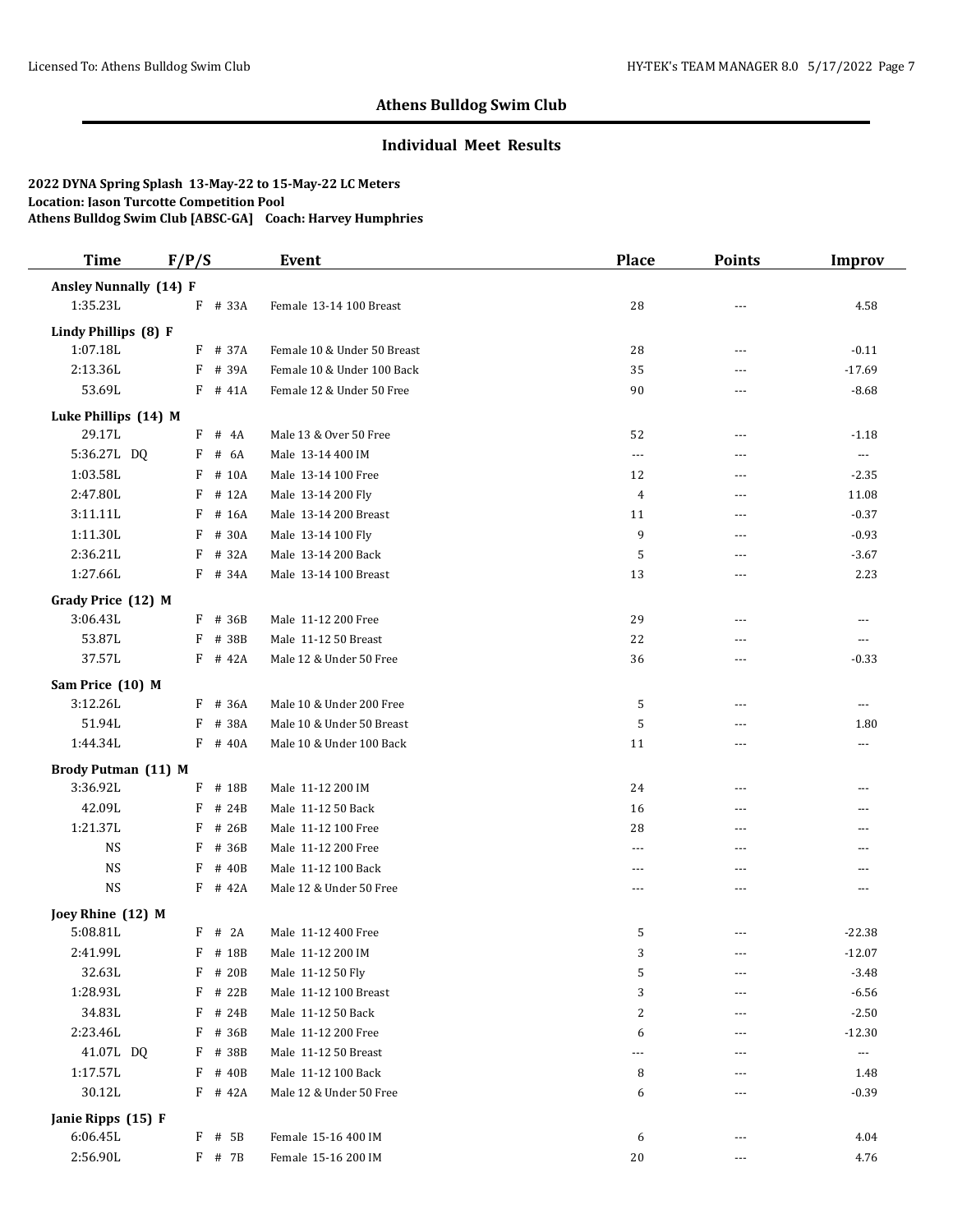## Athens Bulldog Swim Club

### Individual Meet Results

**2022 DYNA Spring Splash 13-May-22 to 15-May-22 LC Meters**
**Location: Jason Turcotte Competition Pool**
**Athens Bulldog Swim Club [ABSC-GA] Coach: Harvey Humphries**

| Time | F/P/S | Event | Place | Points | Improv |
|---|---|---|---|---|---|
| **Ansley Nunnally (14) F** | | | | | |
| 1:35.23L | F # 33A | Female 13-14 100 Breast | 28 | --- | 4.58 |
| **Lindy Phillips (8) F** | | | | | |
| 1:07.18L | F # 37A | Female 10 & Under 50 Breast | 28 | --- | -0.11 |
| 2:13.36L | F # 39A | Female 10 & Under 100 Back | 35 | --- | -17.69 |
| 53.69L | F # 41A | Female 12 & Under 50 Free | 90 | --- | -8.68 |
| **Luke Phillips (14) M** | | | | | |
| 29.17L | F # 4A | Male 13 & Over 50 Free | 52 | --- | -1.18 |
| 5:36.27L DQ | F # 6A | Male 13-14 400 IM | --- | --- | --- |
| 1:03.58L | F # 10A | Male 13-14 100 Free | 12 | --- | -2.35 |
| 2:47.80L | F # 12A | Male 13-14 200 Fly | 4 | --- | 11.08 |
| 3:11.11L | F # 16A | Male 13-14 200 Breast | 11 | --- | -0.37 |
| 1:11.30L | F # 30A | Male 13-14 100 Fly | 9 | --- | -0.93 |
| 2:36.21L | F # 32A | Male 13-14 200 Back | 5 | --- | -3.67 |
| 1:27.66L | F # 34A | Male 13-14 100 Breast | 13 | --- | 2.23 |
| **Grady Price (12) M** | | | | | |
| 3:06.43L | F # 36B | Male 11-12 200 Free | 29 | --- | --- |
| 53.87L | F # 38B | Male 11-12 50 Breast | 22 | --- | --- |
| 37.57L | F # 42A | Male 12 & Under 50 Free | 36 | --- | -0.33 |
| **Sam Price (10) M** | | | | | |
| 3:12.26L | F # 36A | Male 10 & Under 200 Free | 5 | --- | --- |
| 51.94L | F # 38A | Male 10 & Under 50 Breast | 5 | --- | 1.80 |
| 1:44.34L | F # 40A | Male 10 & Under 100 Back | 11 | --- | --- |
| **Brody Putman (11) M** | | | | | |
| 3:36.92L | F # 18B | Male 11-12 200 IM | 24 | --- | --- |
| 42.09L | F # 24B | Male 11-12 50 Back | 16 | --- | --- |
| 1:21.37L | F # 26B | Male 11-12 100 Free | 28 | --- | --- |
| NS | F # 36B | Male 11-12 200 Free | --- | --- | --- |
| NS | F # 40B | Male 11-12 100 Back | --- | --- | --- |
| NS | F # 42A | Male 12 & Under 50 Free | --- | --- | --- |
| **Joey Rhine (12) M** | | | | | |
| 5:08.81L | F # 2A | Male 11-12 400 Free | 5 | --- | -22.38 |
| 2:41.99L | F # 18B | Male 11-12 200 IM | 3 | --- | -12.07 |
| 32.63L | F # 20B | Male 11-12 50 Fly | 5 | --- | -3.48 |
| 1:28.93L | F # 22B | Male 11-12 100 Breast | 3 | --- | -6.56 |
| 34.83L | F # 24B | Male 11-12 50 Back | 2 | --- | -2.50 |
| 2:23.46L | F # 36B | Male 11-12 200 Free | 6 | --- | -12.30 |
| 41.07L DQ | F # 38B | Male 11-12 50 Breast | --- | --- | --- |
| 1:17.57L | F # 40B | Male 11-12 100 Back | 8 | --- | 1.48 |
| 30.12L | F # 42A | Male 12 & Under 50 Free | 6 | --- | -0.39 |
| **Janie Ripps (15) F** | | | | | |
| 6:06.45L | F # 5B | Female 15-16 400 IM | 6 | --- | 4.04 |
| 2:56.90L | F # 7B | Female 15-16 200 IM | 20 | --- | 4.76 |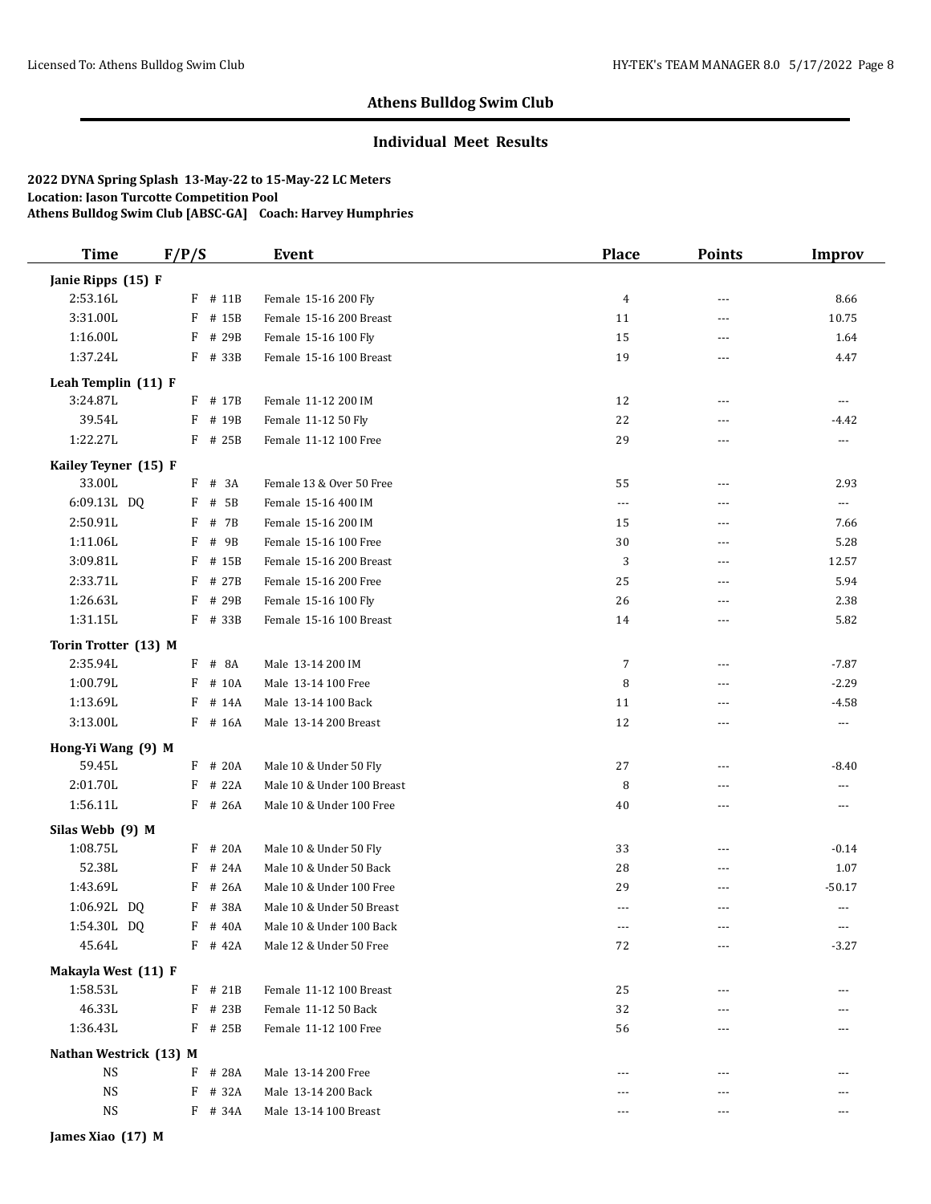## Athens Bulldog Swim Club

### Individual Meet Results

**2022 DYNA Spring Splash 13-May-22 to 15-May-22 LC Meters**
**Location: Jason Turcotte Competition Pool**
**Athens Bulldog Swim Club [ABSC-GA] Coach: Harvey Humphries**

| Time | F/P/S | | Event | Place | Points | Improv |
|---|---|---|---|---|---|---|
| **Janie Ripps (15) F** | | | | | | |
| 2:53.16L | F | # 11B | Female 15-16 200 Fly | 4 | --- | 8.66 |
| 3:31.00L | F | # 15B | Female 15-16 200 Breast | 11 | --- | 10.75 |
| 1:16.00L | F | # 29B | Female 15-16 100 Fly | 15 | --- | 1.64 |
| 1:37.24L | F | # 33B | Female 15-16 100 Breast | 19 | --- | 4.47 |
| **Leah Templin (11) F** | | | | | | |
| 3:24.87L | F | # 17B | Female 11-12 200 IM | 12 | --- | --- |
| 39.54L | F | # 19B | Female 11-12 50 Fly | 22 | --- | -4.42 |
| 1:22.27L | F | # 25B | Female 11-12 100 Free | 29 | --- | --- |
| **Kailey Teyner (15) F** | | | | | | |
| 33.00L | F | # 3A | Female 13 & Over 50 Free | 55 | --- | 2.93 |
| 6:09.13L DQ | F | # 5B | Female 15-16 400 IM | --- | --- | --- |
| 2:50.91L | F | # 7B | Female 15-16 200 IM | 15 | --- | 7.66 |
| 1:11.06L | F | # 9B | Female 15-16 100 Free | 30 | --- | 5.28 |
| 3:09.81L | F | # 15B | Female 15-16 200 Breast | 3 | --- | 12.57 |
| 2:33.71L | F | # 27B | Female 15-16 200 Free | 25 | --- | 5.94 |
| 1:26.63L | F | # 29B | Female 15-16 100 Fly | 26 | --- | 2.38 |
| 1:31.15L | F | # 33B | Female 15-16 100 Breast | 14 | --- | 5.82 |
| **Torin Trotter (13) M** | | | | | | |
| 2:35.94L | F | # 8A | Male 13-14 200 IM | 7 | --- | -7.87 |
| 1:00.79L | F | # 10A | Male 13-14 100 Free | 8 | --- | -2.29 |
| 1:13.69L | F | # 14A | Male 13-14 100 Back | 11 | --- | -4.58 |
| 3:13.00L | F | # 16A | Male 13-14 200 Breast | 12 | --- | --- |
| **Hong-Yi Wang (9) M** | | | | | | |
| 59.45L | F | # 20A | Male 10 & Under 50 Fly | 27 | --- | -8.40 |
| 2:01.70L | F | # 22A | Male 10 & Under 100 Breast | 8 | --- | --- |
| 1:56.11L | F | # 26A | Male 10 & Under 100 Free | 40 | --- | --- |
| **Silas Webb (9) M** | | | | | | |
| 1:08.75L | F | # 20A | Male 10 & Under 50 Fly | 33 | --- | -0.14 |
| 52.38L | F | # 24A | Male 10 & Under 50 Back | 28 | --- | 1.07 |
| 1:43.69L | F | # 26A | Male 10 & Under 100 Free | 29 | --- | -50.17 |
| 1:06.92L DQ | F | # 38A | Male 10 & Under 50 Breast | --- | --- | --- |
| 1:54.30L DQ | F | # 40A | Male 10 & Under 100 Back | --- | --- | --- |
| 45.64L | F | # 42A | Male 12 & Under 50 Free | 72 | --- | -3.27 |
| **Makayla West (11) F** | | | | | | |
| 1:58.53L | F | # 21B | Female 11-12 100 Breast | 25 | --- | --- |
| 46.33L | F | # 23B | Female 11-12 50 Back | 32 | --- | --- |
| 1:36.43L | F | # 25B | Female 11-12 100 Free | 56 | --- | --- |
| **Nathan Westrick (13) M** | | | | | | |
| NS | F | # 28A | Male 13-14 200 Free | --- | --- | --- |
| NS | F | # 32A | Male 13-14 200 Back | --- | --- | --- |
| NS | F | # 34A | Male 13-14 100 Breast | --- | --- | --- |
| **James Xiao (17) M** | | | | | | |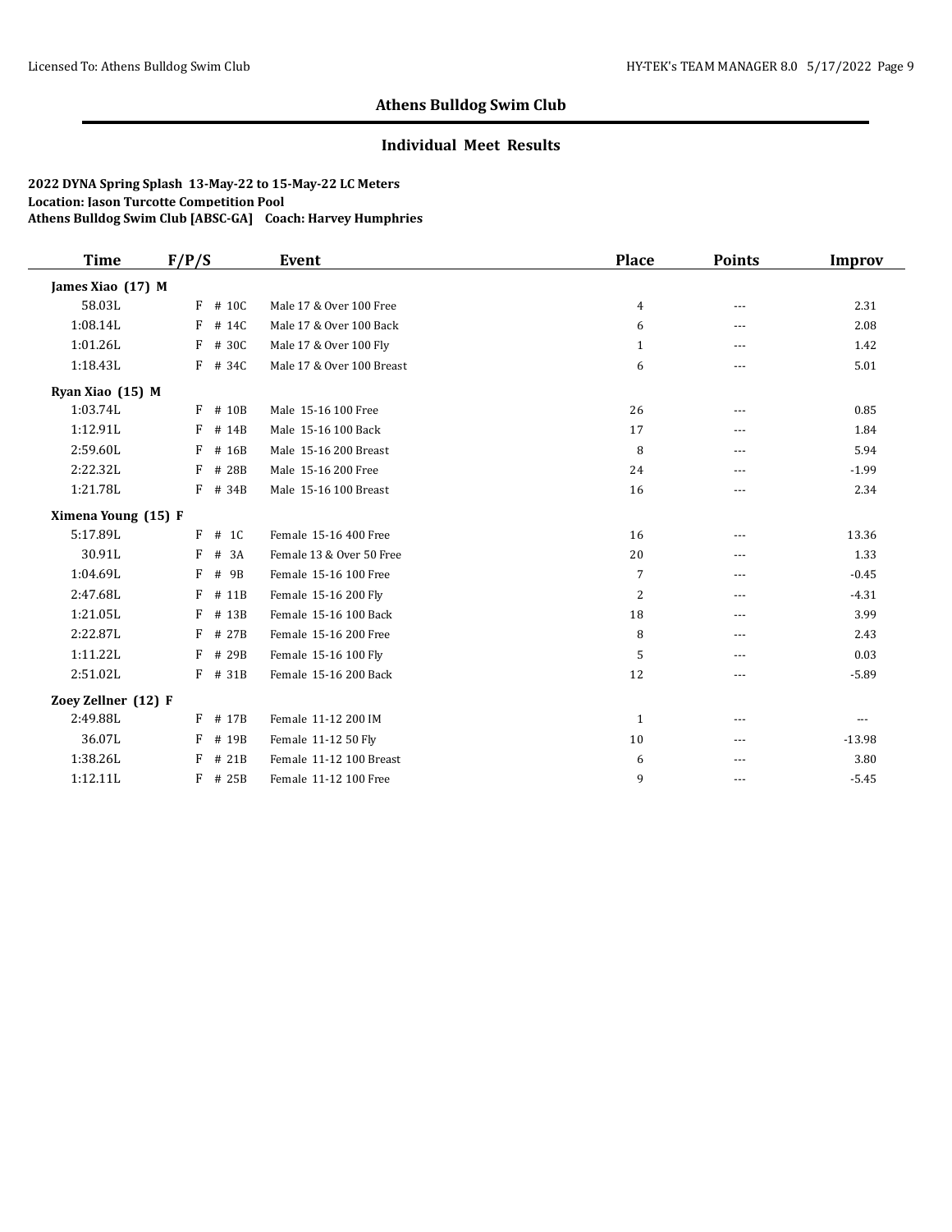## Athens Bulldog Swim Club

### Individual Meet Results

**2022 DYNA Spring Splash 13-May-22 to 15-May-22 LC Meters**
**Location: Jason Turcotte Competition Pool**
**Athens Bulldog Swim Club [ABSC-GA] Coach: Harvey Humphries**

| Time | F/P/S | Event | Place | Points | Improv |
|---|---|---|---|---|---|
| **James Xiao (17) M** | | | | | |
| 58.03L | F # 10C | Male 17 & Over 100 Free | 4 | --- | 2.31 |
| 1:08.14L | F # 14C | Male 17 & Over 100 Back | 6 | --- | 2.08 |
| 1:01.26L | F # 30C | Male 17 & Over 100 Fly | 1 | --- | 1.42 |
| 1:18.43L | F # 34C | Male 17 & Over 100 Breast | 6 | --- | 5.01 |
| **Ryan Xiao (15) M** | | | | | |
| 1:03.74L | F # 10B | Male 15-16 100 Free | 26 | --- | 0.85 |
| 1:12.91L | F # 14B | Male 15-16 100 Back | 17 | --- | 1.84 |
| 2:59.60L | F # 16B | Male 15-16 200 Breast | 8 | --- | 5.94 |
| 2:22.32L | F # 28B | Male 15-16 200 Free | 24 | --- | -1.99 |
| 1:21.78L | F # 34B | Male 15-16 100 Breast | 16 | --- | 2.34 |
| **Ximena Young (15) F** | | | | | |
| 5:17.89L | F # 1C | Female 15-16 400 Free | 16 | --- | 13.36 |
| 30.91L | F # 3A | Female 13 & Over 50 Free | 20 | --- | 1.33 |
| 1:04.69L | F # 9B | Female 15-16 100 Free | 7 | --- | -0.45 |
| 2:47.68L | F # 11B | Female 15-16 200 Fly | 2 | --- | -4.31 |
| 1:21.05L | F # 13B | Female 15-16 100 Back | 18 | --- | 3.99 |
| 2:22.87L | F # 27B | Female 15-16 200 Free | 8 | --- | 2.43 |
| 1:11.22L | F # 29B | Female 15-16 100 Fly | 5 | --- | 0.03 |
| 2:51.02L | F # 31B | Female 15-16 200 Back | 12 | --- | -5.89 |
| **Zoey Zellner (12) F** | | | | | |
| 2:49.88L | F # 17B | Female 11-12 200 IM | 1 | --- | --- |
| 36.07L | F # 19B | Female 11-12 50 Fly | 10 | --- | -13.98 |
| 1:38.26L | F # 21B | Female 11-12 100 Breast | 6 | --- | 3.80 |
| 1:12.11L | F # 25B | Female 11-12 100 Free | 9 | --- | -5.45 |